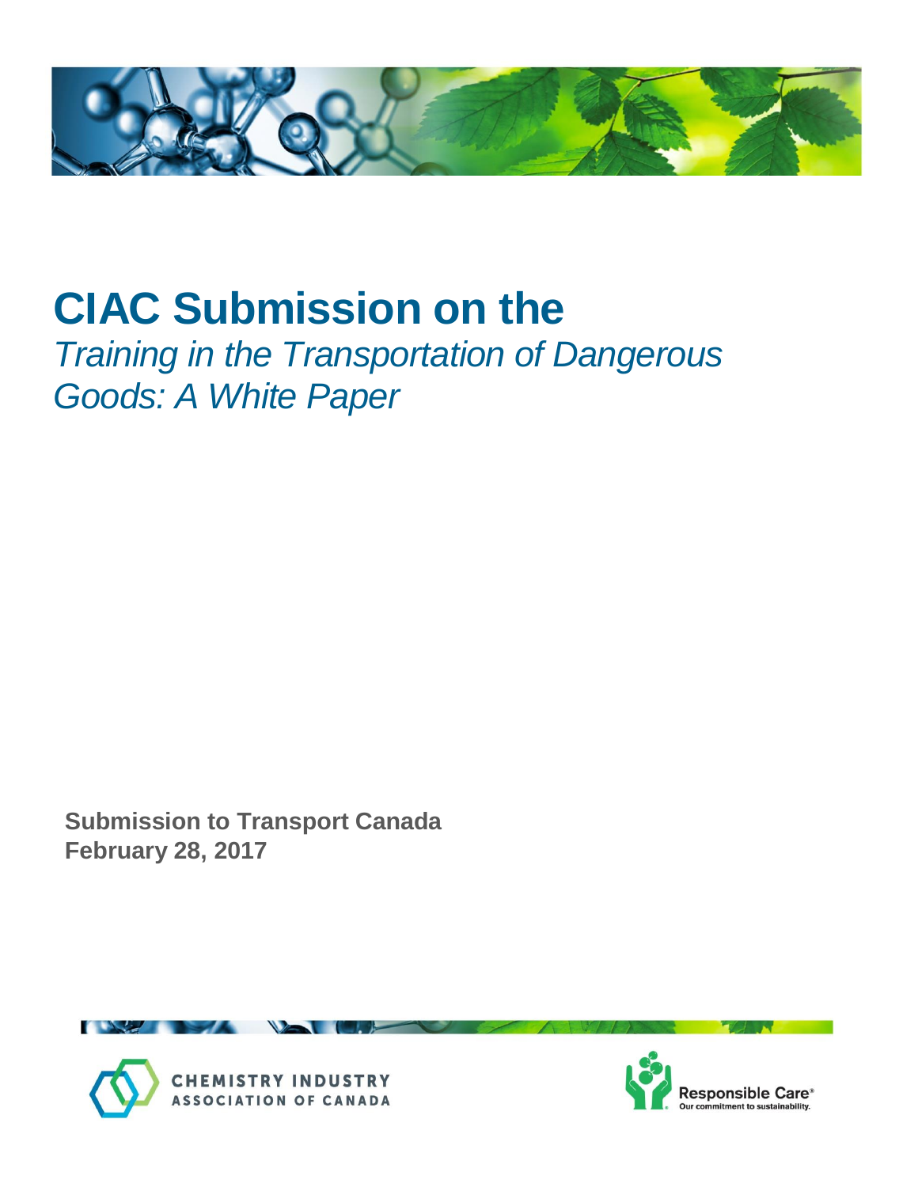# CIAC Submission on the

## *Training in the Transportation of Dangerous Goods: A White Paper*

**Submission to Transport Canada**
**February 28, 2017**

CHEMISTRY INDUSTRY ASSOCIATION OF CANADA

Responsible Care®
Our commitment to sustainability.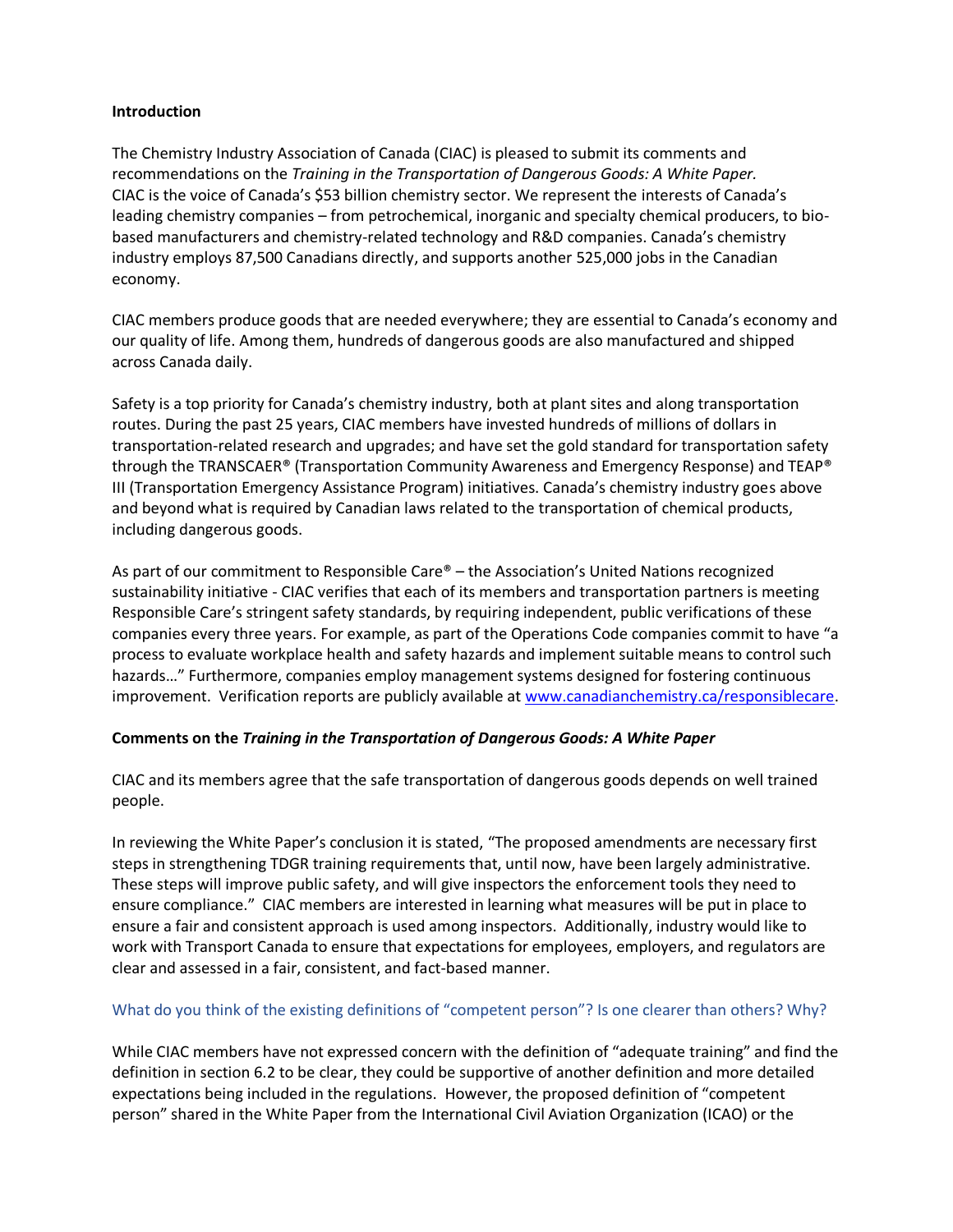**Introduction**

The Chemistry Industry Association of Canada (CIAC) is pleased to submit its comments and recommendations on the *Training in the Transportation of Dangerous Goods: A White Paper.* CIAC is the voice of Canada's $53 billion chemistry sector. We represent the interests of Canada's leading chemistry companies – from petrochemical, inorganic and specialty chemical producers, to bio-based manufacturers and chemistry-related technology and R&D companies. Canada's chemistry industry employs 87,500 Canadians directly, and supports another 525,000 jobs in the Canadian economy.

CIAC members produce goods that are needed everywhere; they are essential to Canada's economy and our quality of life. Among them, hundreds of dangerous goods are also manufactured and shipped across Canada daily.

Safety is a top priority for Canada's chemistry industry, both at plant sites and along transportation routes. During the past 25 years, CIAC members have invested hundreds of millions of dollars in transportation-related research and upgrades; and have set the gold standard for transportation safety through the TRANSCAER® (Transportation Community Awareness and Emergency Response) and TEAP® III (Transportation Emergency Assistance Program) initiatives. Canada's chemistry industry goes above and beyond what is required by Canadian laws related to the transportation of chemical products, including dangerous goods.

As part of our commitment to Responsible Care® – the Association's United Nations recognized sustainability initiative - CIAC verifies that each of its members and transportation partners is meeting Responsible Care's stringent safety standards, by requiring independent, public verifications of these companies every three years. For example, as part of the Operations Code companies commit to have "a process to evaluate workplace health and safety hazards and implement suitable means to control such hazards…" Furthermore, companies employ management systems designed for fostering continuous improvement. Verification reports are publicly available at www.canadianchemistry.ca/responsiblecare.

**Comments on the *Training in the Transportation of Dangerous Goods: A White Paper***

CIAC and its members agree that the safe transportation of dangerous goods depends on well trained people.

In reviewing the White Paper's conclusion it is stated, "The proposed amendments are necessary first steps in strengthening TDGR training requirements that, until now, have been largely administrative. These steps will improve public safety, and will give inspectors the enforcement tools they need to ensure compliance." CIAC members are interested in learning what measures will be put in place to ensure a fair and consistent approach is used among inspectors. Additionally, industry would like to work with Transport Canada to ensure that expectations for employees, employers, and regulators are clear and assessed in a fair, consistent, and fact-based manner.

### What do you think of the existing definitions of "competent person"? Is one clearer than others? Why?

While CIAC members have not expressed concern with the definition of "adequate training" and find the definition in section 6.2 to be clear, they could be supportive of another definition and more detailed expectations being included in the regulations. However, the proposed definition of "competent person" shared in the White Paper from the International Civil Aviation Organization (ICAO) or the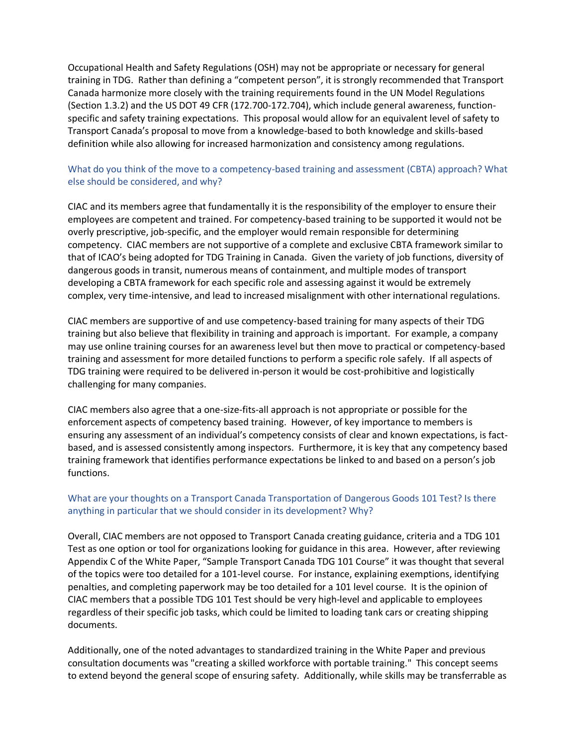Occupational Health and Safety Regulations (OSH) may not be appropriate or necessary for general training in TDG. Rather than defining a "competent person", it is strongly recommended that Transport Canada harmonize more closely with the training requirements found in the UN Model Regulations (Section 1.3.2) and the US DOT 49 CFR (172.700-172.704), which include general awareness, function-specific and safety training expectations. This proposal would allow for an equivalent level of safety to Transport Canada's proposal to move from a knowledge-based to both knowledge and skills-based definition while also allowing for increased harmonization and consistency among regulations.

### What do you think of the move to a competency-based training and assessment (CBTA) approach? What else should be considered, and why?

CIAC and its members agree that fundamentally it is the responsibility of the employer to ensure their employees are competent and trained. For competency-based training to be supported it would not be overly prescriptive, job-specific, and the employer would remain responsible for determining competency. CIAC members are not supportive of a complete and exclusive CBTA framework similar to that of ICAO's being adopted for TDG Training in Canada. Given the variety of job functions, diversity of dangerous goods in transit, numerous means of containment, and multiple modes of transport developing a CBTA framework for each specific role and assessing against it would be extremely complex, very time-intensive, and lead to increased misalignment with other international regulations.

CIAC members are supportive of and use competency-based training for many aspects of their TDG training but also believe that flexibility in training and approach is important. For example, a company may use online training courses for an awareness level but then move to practical or competency-based training and assessment for more detailed functions to perform a specific role safely. If all aspects of TDG training were required to be delivered in-person it would be cost-prohibitive and logistically challenging for many companies.

CIAC members also agree that a one-size-fits-all approach is not appropriate or possible for the enforcement aspects of competency based training. However, of key importance to members is ensuring any assessment of an individual's competency consists of clear and known expectations, is fact-based, and is assessed consistently among inspectors. Furthermore, it is key that any competency based training framework that identifies performance expectations be linked to and based on a person's job functions.

### What are your thoughts on a Transport Canada Transportation of Dangerous Goods 101 Test? Is there anything in particular that we should consider in its development? Why?

Overall, CIAC members are not opposed to Transport Canada creating guidance, criteria and a TDG 101 Test as one option or tool for organizations looking for guidance in this area. However, after reviewing Appendix C of the White Paper, "Sample Transport Canada TDG 101 Course" it was thought that several of the topics were too detailed for a 101-level course. For instance, explaining exemptions, identifying penalties, and completing paperwork may be too detailed for a 101 level course. It is the opinion of CIAC members that a possible TDG 101 Test should be very high-level and applicable to employees regardless of their specific job tasks, which could be limited to loading tank cars or creating shipping documents.

Additionally, one of the noted advantages to standardized training in the White Paper and previous consultation documents was "creating a skilled workforce with portable training." This concept seems to extend beyond the general scope of ensuring safety. Additionally, while skills may be transferrable as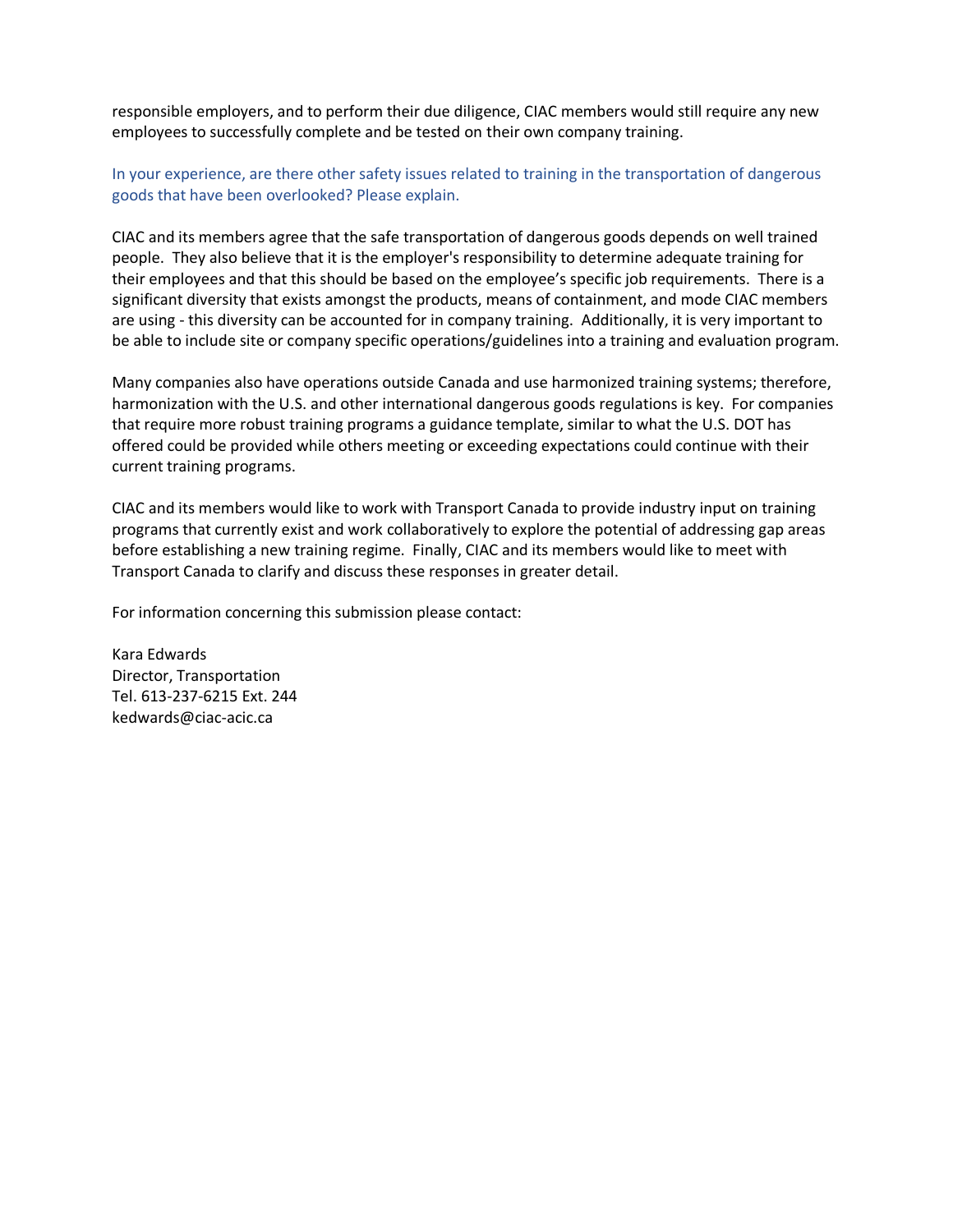responsible employers, and to perform their due diligence, CIAC members would still require any new employees to successfully complete and be tested on their own company training.

In your experience, are there other safety issues related to training in the transportation of dangerous goods that have been overlooked? Please explain.

CIAC and its members agree that the safe transportation of dangerous goods depends on well trained people. They also believe that it is the employer's responsibility to determine adequate training for their employees and that this should be based on the employee's specific job requirements. There is a significant diversity that exists amongst the products, means of containment, and mode CIAC members are using - this diversity can be accounted for in company training. Additionally, it is very important to be able to include site or company specific operations/guidelines into a training and evaluation program.

Many companies also have operations outside Canada and use harmonized training systems; therefore, harmonization with the U.S. and other international dangerous goods regulations is key. For companies that require more robust training programs a guidance template, similar to what the U.S. DOT has offered could be provided while others meeting or exceeding expectations could continue with their current training programs.

CIAC and its members would like to work with Transport Canada to provide industry input on training programs that currently exist and work collaboratively to explore the potential of addressing gap areas before establishing a new training regime. Finally, CIAC and its members would like to meet with Transport Canada to clarify and discuss these responses in greater detail.

For information concerning this submission please contact:

Kara Edwards
Director, Transportation
Tel. 613-237-6215 Ext. 244
kedwards@ciac-acic.ca